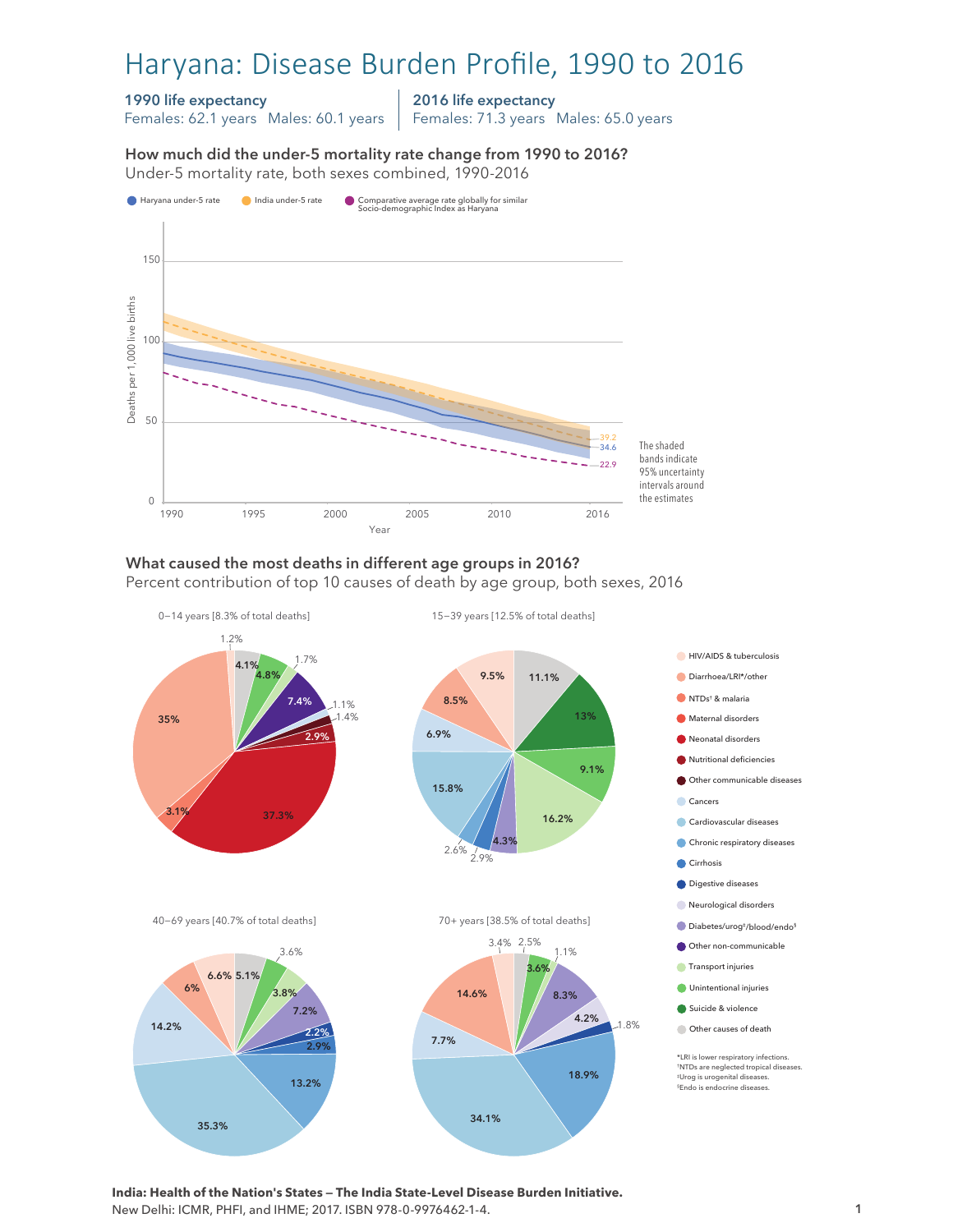# Haryana: Disease Burden Profile, 1990 to 2016

**1990 life expectancy**
Females: 62.1 years  Males: 60.1 years

**2016 life expectancy**
Females: 71.3 years  Males: 65.0 years

### How much did the under-5 mortality rate change from 1990 to 2016?

Under-5 mortality rate, both sexes combined, 1990-2016

- Haryana under-5 rate
- India under-5 rate
- Comparative average rate globally for similar Socio-demographic Index as Haryana

Deaths per 1,000 live births (y-axis: 0, 50, 100, 150); Year (x-axis: 1990, 1995, 2000, 2005, 2010, 2016)

2016 values: India 39.2; Haryana 34.6; Comparative global average 22.9

The shaded bands indicate 95% uncertainty intervals around the estimates

### What caused the most deaths in different age groups in 2016?

Percent contribution of top 10 causes of death by age group, both sexes, 2016

**0–14 years [8.3% of total deaths]**: 37.3%, 35%, 7.4%, 4.8%, 4.1%, 3.1%, 2.9%, 1.7%, 1.4%, 1.2%, 1.1%

**15–39 years [12.5% of total deaths]**: 16.2%, 15.8%, 13%, 11.1%, 9.5%, 9.1%, 8.5%, 6.9%, 4.3%, 2.9%, 2.6%

**40–69 years [40.7% of total deaths]**: 35.3%, 14.2%, 13.2%, 7.2%, 6.6%, 6%, 5.1%, 3.8%, 3.6%, 2.9%, 2.2%

**70+ years [38.5% of total deaths]**: 34.1%, 18.9%, 14.6%, 8.3%, 7.7%, 4.2%, 3.6%, 3.4%, 2.5%, 1.8%, 1.1%

Legend:
- HIV/AIDS & tuberculosis
- Diarrhoea/LRI*/other
- NTDs† & malaria
- Maternal disorders
- Neonatal disorders
- Nutritional deficiencies
- Other communicable diseases
- Cancers
- Cardiovascular diseases
- Chronic respiratory diseases
- Cirrhosis
- Digestive diseases
- Neurological disorders
- Diabetes/urog‡/blood/endo§
- Other non-communicable
- Transport injuries
- Unintentional injuries
- Suicide & violence
- Other causes of death

*LRI is lower respiratory infections.
†NTDs are neglected tropical diseases.
‡Urog is urogenital diseases.
§Endo is endocrine diseases.

**India: Health of the Nation's States — The India State-Level Disease Burden Initiative.**
New Delhi: ICMR, PHFI, and IHME; 2017. ISBN 978-0-9976462-1-4.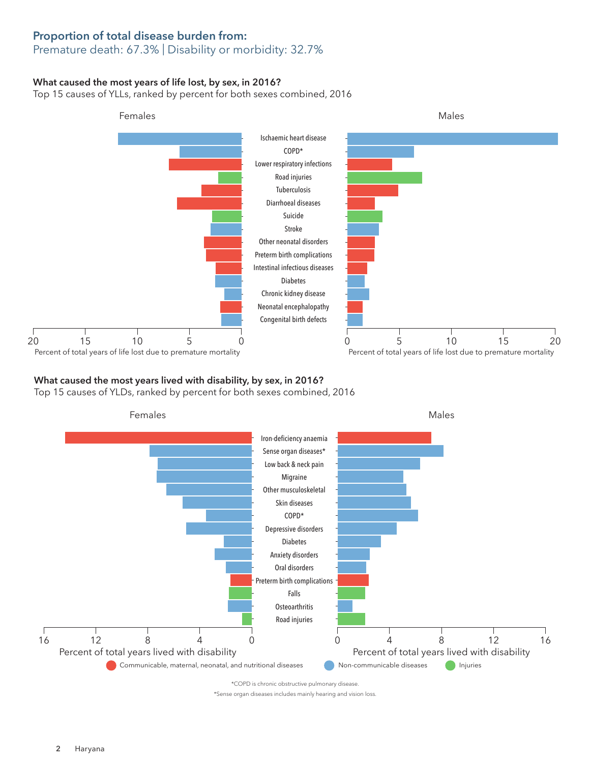## Proportion of total disease burden from:

Premature death: 67.3% | Disability or morbidity: 32.7%

### What caused the most years of life lost, by sex, in 2016?

Top 15 causes of YLLs, ranked by percent for both sexes combined, 2016

Females | Males

- Ischaemic heart disease
- COPD*
- Lower respiratory infections
- Road injuries
- Tuberculosis
- Diarrhoeal diseases
- Suicide
- Stroke
- Other neonatal disorders
- Preterm birth complications
- Intestinal infectious diseases
- Diabetes
- Chronic kidney disease
- Neonatal encephalopathy
- Congenital birth defects

Percent of total years of life lost due to premature mortality

### What caused the most years lived with disability, by sex, in 2016?

Top 15 causes of YLDs, ranked by percent for both sexes combined, 2016

Females | Males

- Iron-deficiency anaemia
- Sense organ diseases*
- Low back & neck pain
- Migraine
- Other musculoskeletal
- Skin diseases
- COPD*
- Depressive disorders
- Diabetes
- Anxiety disorders
- Oral disorders
- Preterm birth complications
- Falls
- Osteoarthritis
- Road injuries

Percent of total years lived with disability

Communicable, maternal, neonatal, and nutritional diseases | Non-communicable diseases | Injuries

*COPD is chronic obstructive pulmonary disease.

*Sense organ diseases includes mainly hearing and vision loss.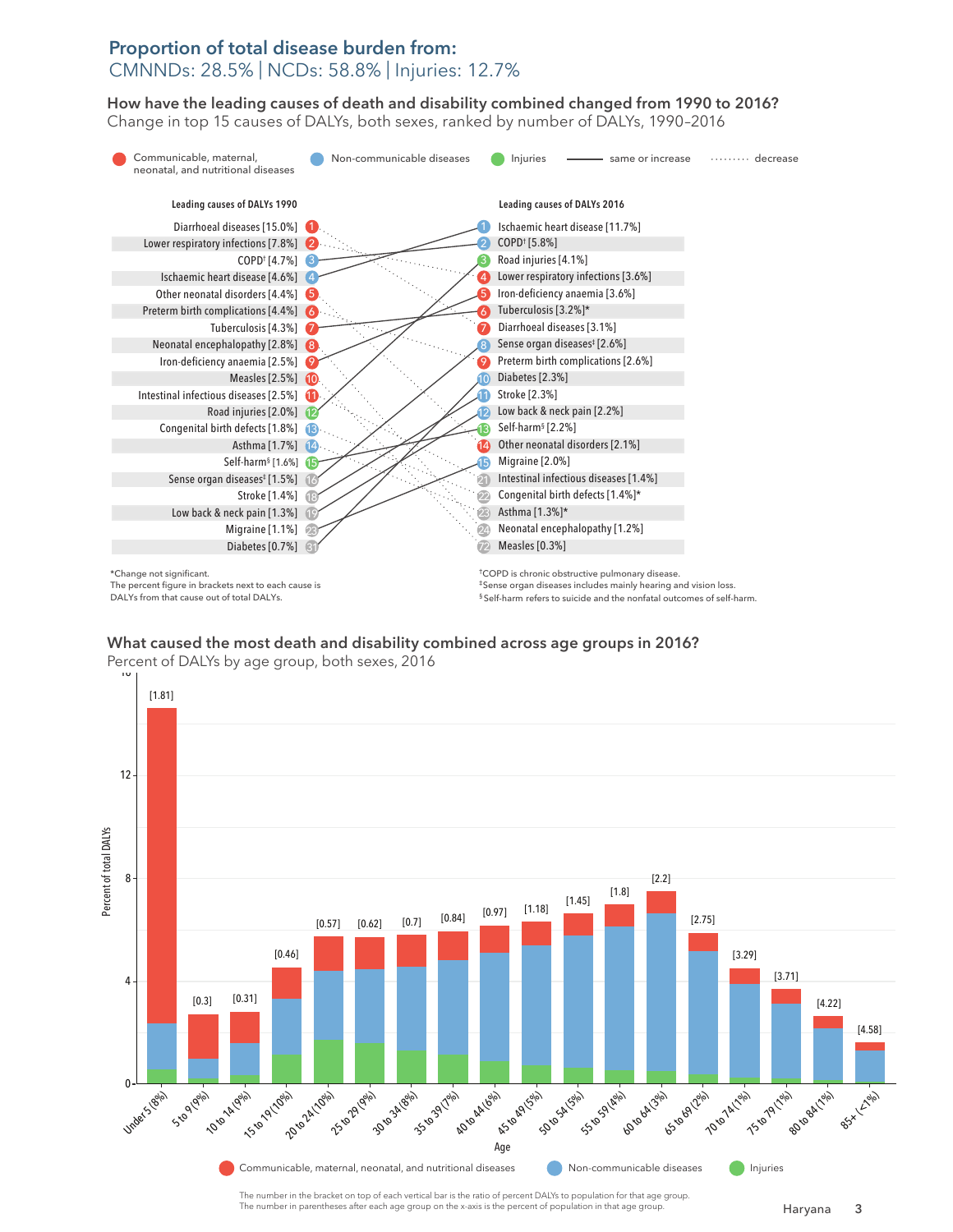## Proportion of total disease burden from:
CMNNDs: 28.5% | NCDs: 58.8% | Injuries: 12.7%

### How have the leading causes of death and disability combined changed from 1990 to 2016?
Change in top 15 causes of DALYs, both sexes, ranked by number of DALYs, 1990–2016

Communicable, maternal, neonatal, and nutritional diseases | Non-communicable diseases | Injuries | ——— same or increase | ········ decrease

| Rank | Leading causes of DALYs 1990 | Rank | Leading causes of DALYs 2016 |
|---|---|---|---|
| 1 | Diarrhoeal diseases [15.0%] | 1 | Ischaemic heart disease [11.7%] |
| 2 | Lower respiratory infections [7.8%] | 2 | COPD† [5.8%] |
| 3 | COPD† [4.7%] | 3 | Road injuries [4.1%] |
| 4 | Ischaemic heart disease [4.6%] | 4 | Lower respiratory infections [3.6%] |
| 5 | Other neonatal disorders [4.4%] | 5 | Iron-deficiency anaemia [3.6%] |
| 6 | Preterm birth complications [4.4%] | 6 | Tuberculosis [3.2%]* |
| 7 | Tuberculosis [4.3%] | 7 | Diarrhoeal diseases [3.1%] |
| 8 | Neonatal encephalopathy [2.8%] | 8 | Sense organ diseases‡ [2.6%] |
| 9 | Iron-deficiency anaemia [2.5%] | 9 | Preterm birth complications [2.6%] |
| 10 | Measles [2.5%] | 10 | Diabetes [2.3%] |
| 11 | Intestinal infectious diseases [2.5%] | 11 | Stroke [2.3%] |
| 12 | Road injuries [2.0%] | 12 | Low back & neck pain [2.2%] |
| 13 | Congenital birth defects [1.8%] | 13 | Self-harm§ [2.2%] |
| 14 | Asthma [1.7%] | 14 | Other neonatal disorders [2.1%] |
| 15 | Self-harm§ [1.6%] | 15 | Migraine [2.0%] |
| 16 | Sense organ diseases‡ [1.5%] | 21 | Intestinal infectious diseases [1.4%] |
| 18 | Stroke [1.4%] | 22 | Congenital birth defects [1.4%]* |
| 19 | Low back & neck pain [1.3%] | 23 | Asthma [1.3%]* |
| 23 | Migraine [1.1%] | 24 | Neonatal encephalopathy [1.2%] |
| 31 | Diabetes [0.7%] | 72 | Measles [0.3%] |

*Change not significant.
The percent figure in brackets next to each cause is DALYs from that cause out of total DALYs.

†COPD is chronic obstructive pulmonary disease.
‡Sense organ diseases includes mainly hearing and vision loss.
§Self-harm refers to suicide and the nonfatal outcomes of self-harm.

### What caused the most death and disability combined across age groups in 2016?
Percent of DALYs by age group, both sexes, 2016

| Age | Ratio of percent DALYs to population |
|---|---|
| Under 5 (8%) | [1.81] |
| 5 to 9 (9%) | [0.3] |
| 10 to 14 (9%) | [0.31] |
| 15 to 19 (10%) | [0.46] |
| 20 to 24 (10%) | [0.57] |
| 25 to 29 (9%) | [0.62] |
| 30 to 34 (8%) | [0.7] |
| 35 to 39 (7%) | [0.84] |
| 40 to 44 (6%) | [0.97] |
| 45 to 49 (5%) | [1.18] |
| 50 to 54 (5%) | [1.45] |
| 55 to 59 (4%) | [1.8] |
| 60 to 64 (3%) | [2.2] |
| 65 to 69 (2%) | [2.75] |
| 70 to 74 (1%) | [3.29] |
| 75 to 79 (1%) | [3.71] |
| 80 to 84 (1%) | [4.22] |
| 85+ (<1%) | [4.58] |

Communicable, maternal, neonatal, and nutritional diseases | Non-communicable diseases | Injuries

The number in the bracket on top of each vertical bar is the ratio of percent DALYs to population for that age group.
The number in parentheses after each age group on the x-axis is the percent of population in that age group.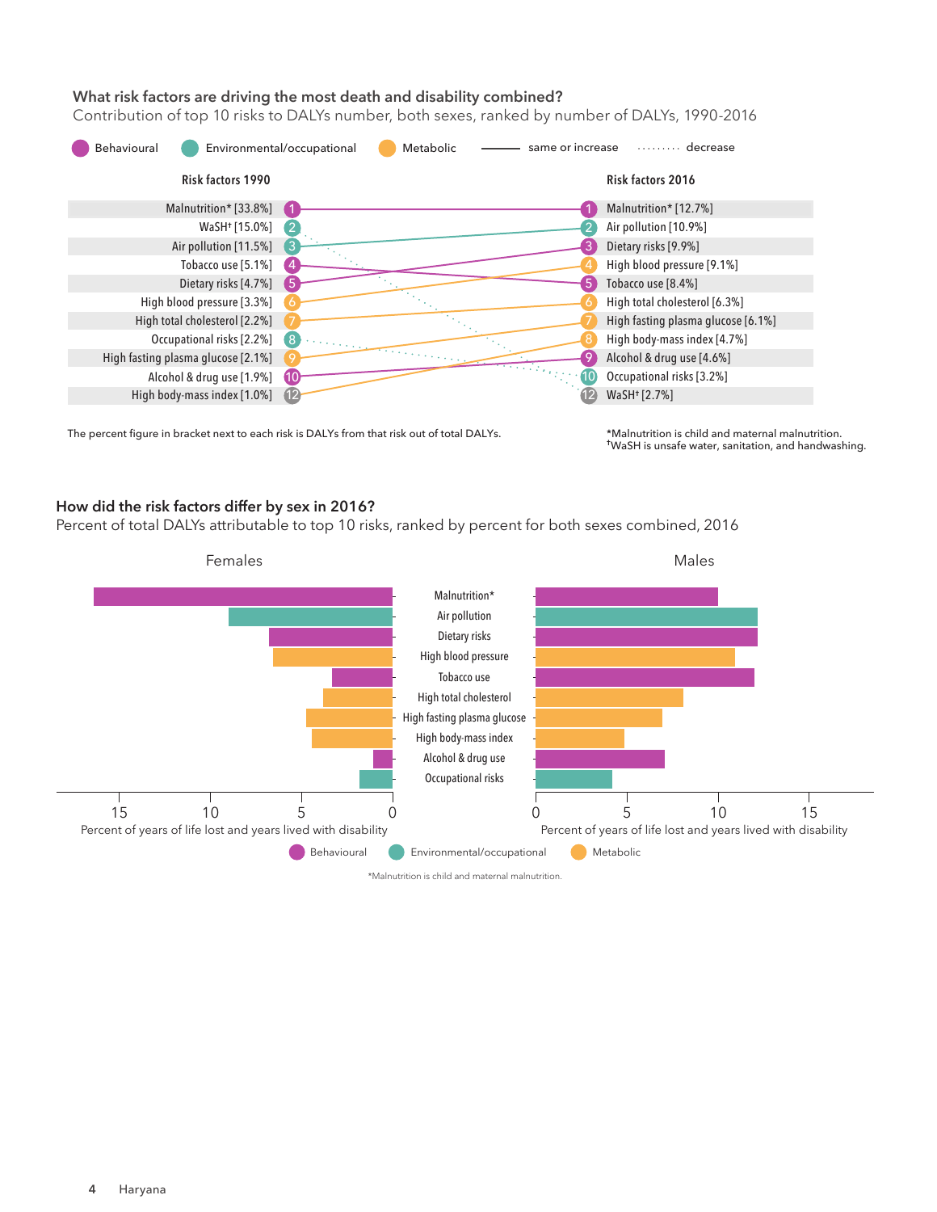## What risk factors are driving the most death and disability combined?

Contribution of top 10 risks to DALYs number, both sexes, ranked by number of DALYs, 1990-2016

Behavioural
Environmental/occupational
Metabolic
same or increase
decrease

Risk factors 1990

Malnutrition* [33.8%] 1
WaSH† [15.0%] 2
Air pollution [11.5%] 3
Tobacco use [5.1%] 4
Dietary risks [4.7%] 5
High blood pressure [3.3%] 6
High total cholesterol [2.2%] 7
Occupational risks [2.2%] 8
High fasting plasma glucose [2.1%] 9
Alcohol & drug use [1.9%] 10
High body-mass index [1.0%] 12

Risk factors 2016

1 Malnutrition* [12.7%]
2 Air pollution [10.9%]
3 Dietary risks [9.9%]
4 High blood pressure [9.1%]
5 Tobacco use [8.4%]
6 High total cholesterol [6.3%]
7 High fasting plasma glucose [6.1%]
8 High body-mass index [4.7%]
9 Alcohol & drug use [4.6%]
10 Occupational risks [3.2%]
12 WaSH† [2.7%]

The percent figure in bracket next to each risk is DALYs from that risk out of total DALYs.

*Malnutrition is child and maternal malnutrition.
†WaSH is unsafe water, sanitation, and handwashing.

## How did the risk factors differ by sex in 2016?

Percent of total DALYs attributable to top 10 risks, ranked by percent for both sexes combined, 2016

Females

Males

Malnutrition*
Air pollution
Dietary risks
High blood pressure
Tobacco use
High total cholesterol
High fasting plasma glucose
High body-mass index
Alcohol & drug use
Occupational risks

15 10 5 0
Percent of years of life lost and years lived with disability

0 5 10 15
Percent of years of life lost and years lived with disability

Behavioural
Environmental/occupational
Metabolic

*Malnutrition is child and maternal malnutrition.